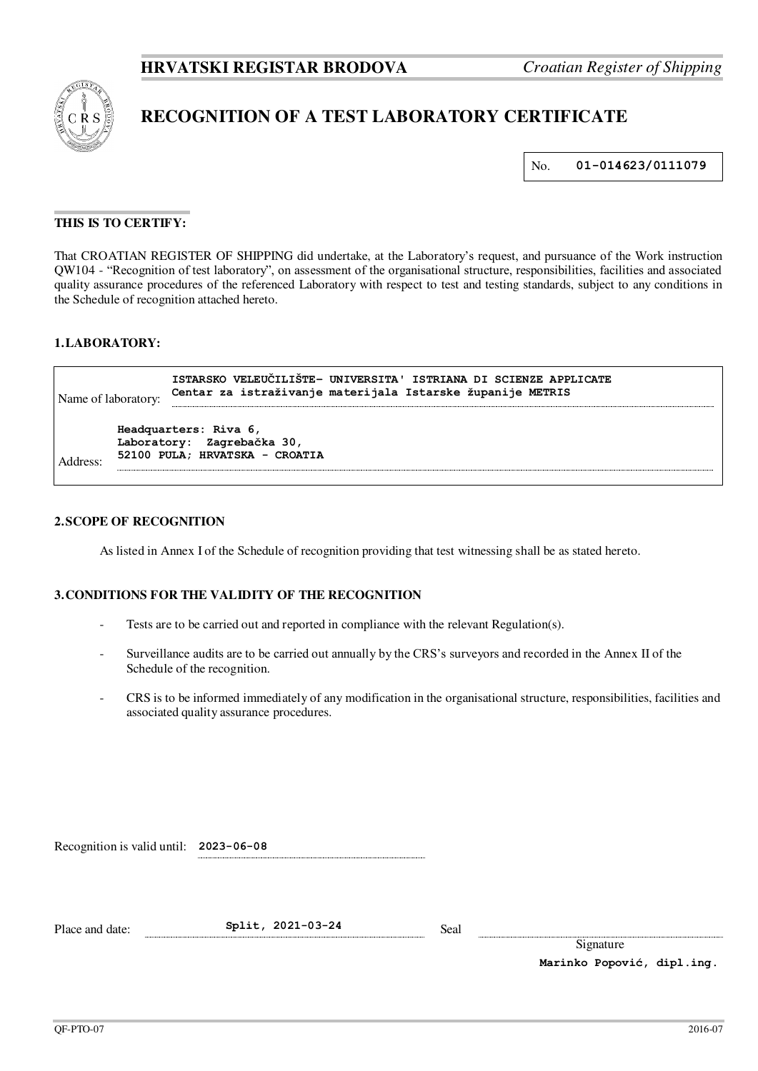**HRVATSKI REGISTAR BRODOVA** *Croatian Register of Shipping*

# RECOGNITION OF A TEST LABORATORY CERTIFICATE

No. **01-014623/0111079**

**THIS IS TO CERTIFY:**

That CROATIAN REGISTER OF SHIPPING did undertake, at the Laboratory's request, and pursuance of the Work instruction QW104 - "Recognition of test laboratory", on assessment of the organisational structure, responsibilities, facilities and associated quality assurance procedures of the referenced Laboratory with respect to test and testing standards, subject to any conditions in the Schedule of recognition attached hereto.

## 1. LABORATORY:

Name of laboratory: **ISTARSKO VELEUČILIŠTE- UNIVERSITA' ISTRIANA DI SCIENZE APPLICATE**
**Centar za istraživanje materijala Istarske županije METRIS**

Address: **Headquarters: Riva 6,**
**Laboratory: Zagrebačka 30,**
**52100 PULA; HRVATSKA - CROATIA**

## 2. SCOPE OF RECOGNITION

As listed in Annex I of the Schedule of recognition providing that test witnessing shall be as stated hereto.

## 3. CONDITIONS FOR THE VALIDITY OF THE RECOGNITION

- Tests are to be carried out and reported in compliance with the relevant Regulation(s).
- Surveillance audits are to be carried out annually by the CRS's surveyors and recorded in the Annex II of the Schedule of the recognition.
- CRS is to be informed immediately of any modification in the organisational structure, responsibilities, facilities and associated quality assurance procedures.

Recognition is valid until: **2023-06-08**

Place and date: **Split, 2021-03-24**

Seal

Signature

**Marinko Popović, dipl.ing.**

QF-PTO-07 2016-07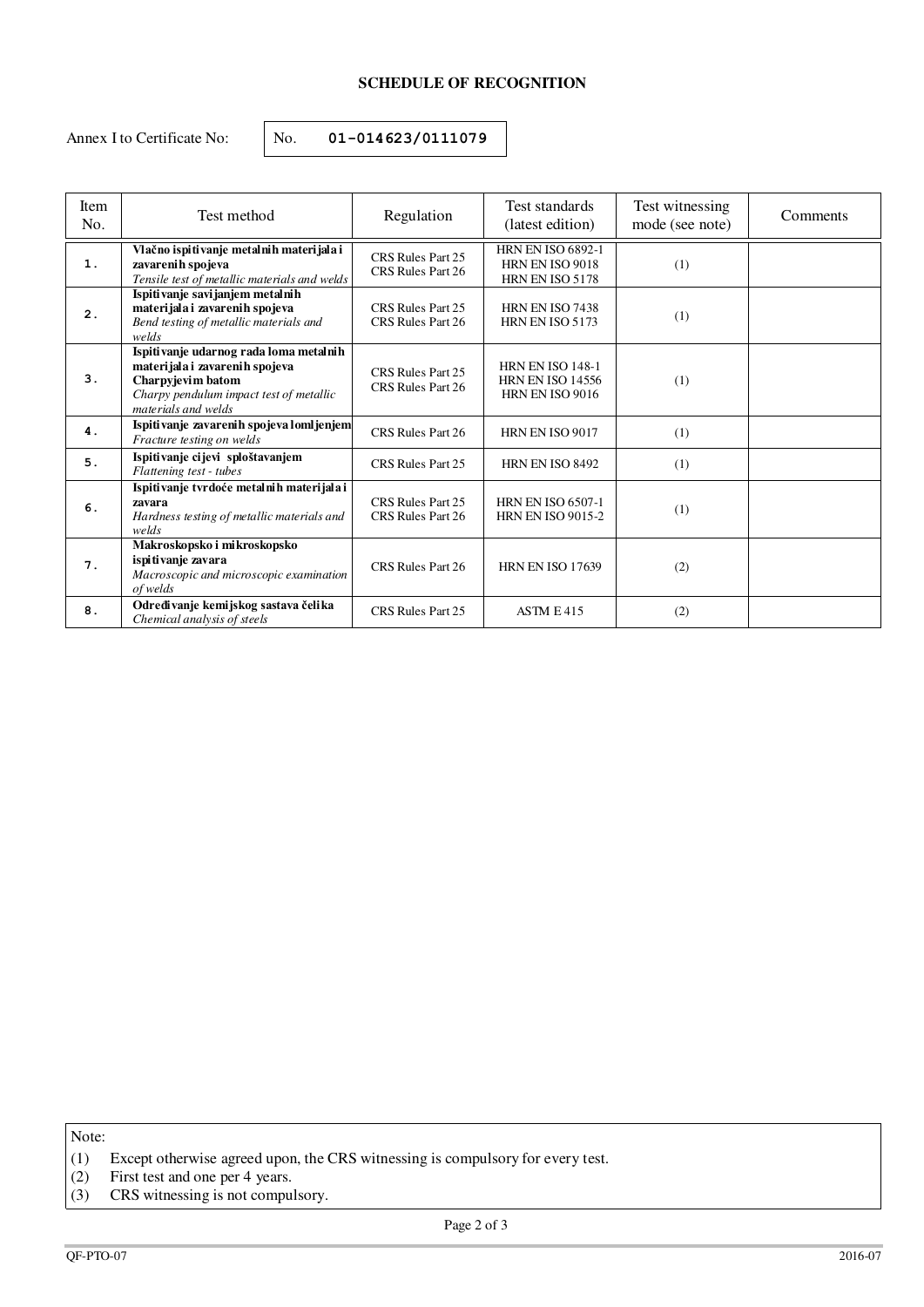## SCHEDULE OF RECOGNITION

Annex I to Certificate No: No. **01-014623/0111079**

| Item No. | Test method | Regulation | Test standards (latest edition) | Test witnessing mode (see note) | Comments |
|---|---|---|---|---|---|
| 1. | **Vlačno ispitivanje metalnih materijala i zavarenih spojeva** *Tensile test of metallic materials and welds* | CRS Rules Part 25 CRS Rules Part 26 | HRN EN ISO 6892-1 HRN EN ISO 9018 HRN EN ISO 5178 | (1) | |
| 2. | **Ispitivanje savijanjem metalnih materijala i zavarenih spojeva** *Bend testing of metallic materials and welds* | CRS Rules Part 25 CRS Rules Part 26 | HRN EN ISO 7438 HRN EN ISO 5173 | (1) | |
| 3. | **Ispitivanje udarnog rada loma metalnih materijala i zavarenih spojeva Charpyjevim batom** *Charpy pendulum impact test of metallic materials and welds* | CRS Rules Part 25 CRS Rules Part 26 | HRN EN ISO 148-1 HRN EN ISO 14556 HRN EN ISO 9016 | (1) | |
| 4. | **Ispitivanje zavarenih spojeva lomljenjem** *Fracture testing on welds* | CRS Rules Part 26 | HRN EN ISO 9017 | (1) | |
| 5. | **Ispitivanje cijevi splоštavanjem** *Flattening test - tubes* | CRS Rules Part 25 | HRN EN ISO 8492 | (1) | |
| 6. | **Ispitivanje tvrdoće metalnih materijala i zavara** *Hardness testing of metallic materials and welds* | CRS Rules Part 25 CRS Rules Part 26 | HRN EN ISO 6507-1 HRN EN ISO 9015-2 | (1) | |
| 7. | **Makroskopsko i mikroskopsko ispitivanje zavara** *Macroscopic and microscopic examination of welds* | CRS Rules Part 26 | HRN EN ISO 17639 | (2) | |
| 8. | **Određivanje kemijskog sastava čelika** *Chemical analysis of steels* | CRS Rules Part 25 | ASTM E 415 | (2) | |

Note:

(1) Except otherwise agreed upon, the CRS witnessing is compulsory for every test.
(2) First test and one per 4 years.
(3) CRS witnessing is not compulsory.

QF-PTO-07 2016-07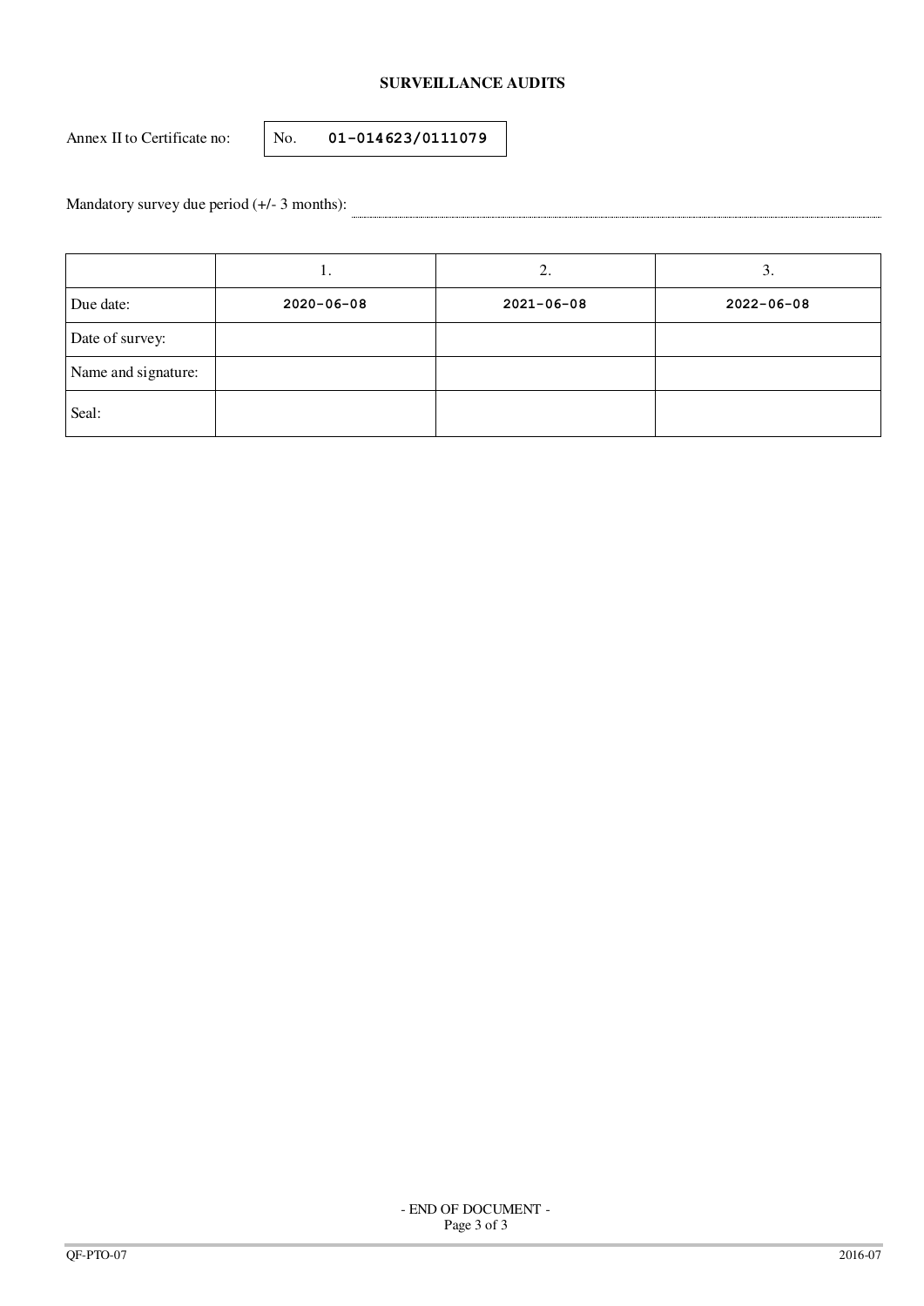## SURVEILLANCE AUDITS

Annex II to Certificate no: No. **01-014623/0111079**

Mandatory survey due period (+/- 3 months): ..............................

| | 1. | 2. | 3. |
|---|---|---|---|
| Due date: | 2020-06-08 | 2021-06-08 | 2022-06-08 |
| Date of survey: | | | |
| Name and signature: | | | |
| Seal: | | | |

- END OF DOCUMENT -